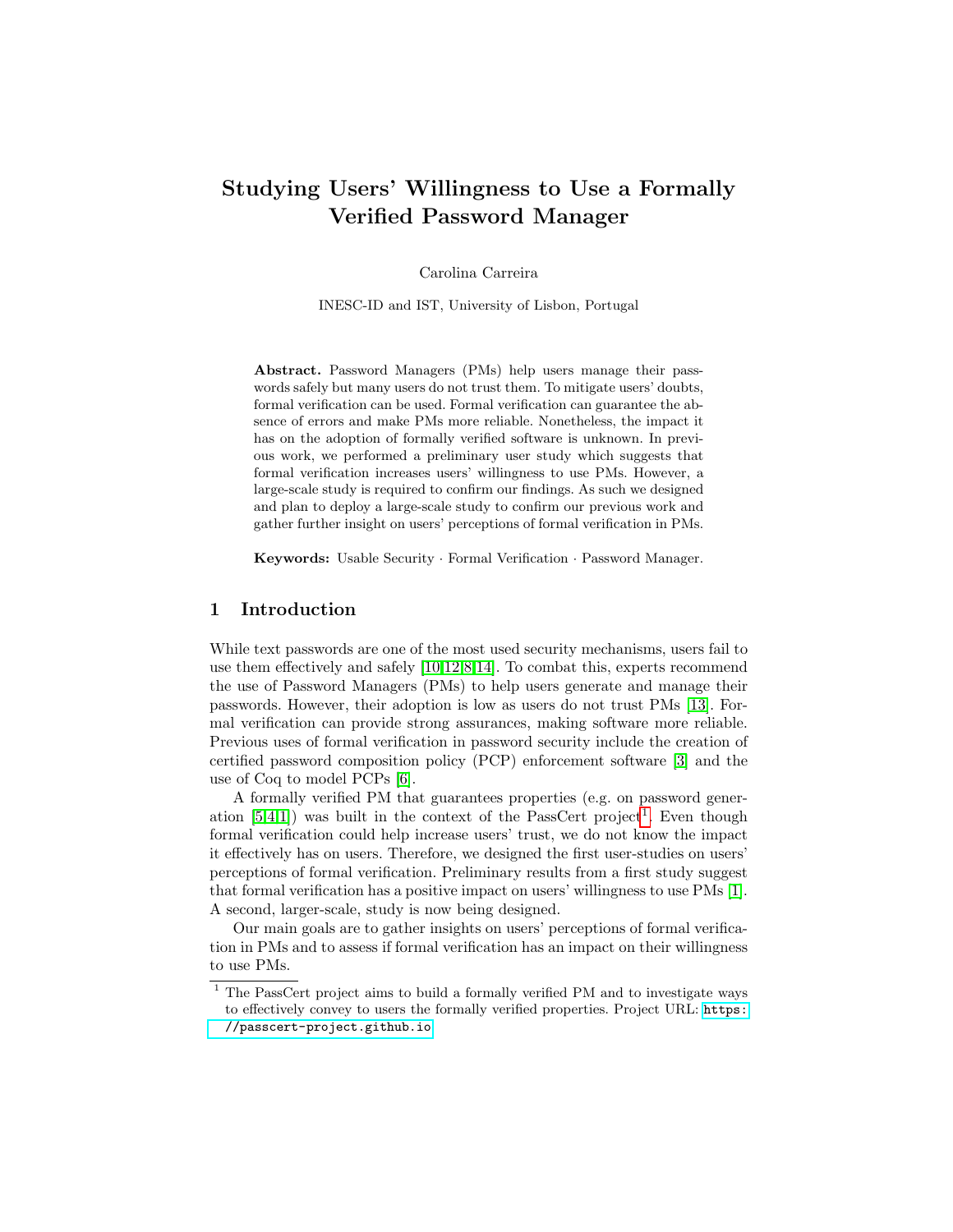# Studying Users' Willingness to Use a Formally Verified Password Manager

Carolina Carreira

INESC-ID and IST, University of Lisbon, Portugal

**Abstract.** Password Managers (PMs) help users manage their passwords safely but many users do not trust them. To mitigate users' doubts, formal verification can be used. Formal verification can guarantee the absence of errors and make PMs more reliable. Nonetheless, the impact it has on the adoption of formally verified software is unknown. In previous work, we performed a preliminary user study which suggests that formal verification increases users' willingness to use PMs. However, a large-scale study is required to confirm our findings. As such we designed and plan to deploy a large-scale study to confirm our previous work and gather further insight on users' perceptions of formal verification in PMs.

**Keywords:** Usable Security · Formal Verification · Password Manager.

## 1 Introduction

While text passwords are one of the most used security mechanisms, users fail to use them effectively and safely [10,12,8,14]. To combat this, experts recommend the use of Password Managers (PMs) to help users generate and manage their passwords. However, their adoption is low as users do not trust PMs [13]. Formal verification can provide strong assurances, making software more reliable. Previous uses of formal verification in password security include the creation of certified password composition policy (PCP) enforcement software [3] and the use of Coq to model PCPs [6].

A formally verified PM that guarantees properties (e.g. on password generation [5,4,1]) was built in the context of the PassCert project[1]. Even though formal verification could help increase users' trust, we do not know the impact it effectively has on users. Therefore, we designed the first user-studies on users' perceptions of formal verification. Preliminary results from a first study suggest that formal verification has a positive impact on users' willingness to use PMs [1]. A second, larger-scale, study is now being designed.

Our main goals are to gather insights on users' perceptions of formal verification in PMs and to assess if formal verification has an impact on their willingness to use PMs.

[1] The PassCert project aims to build a formally verified PM and to investigate ways to effectively convey to users the formally verified properties. Project URL: https://passcert-project.github.io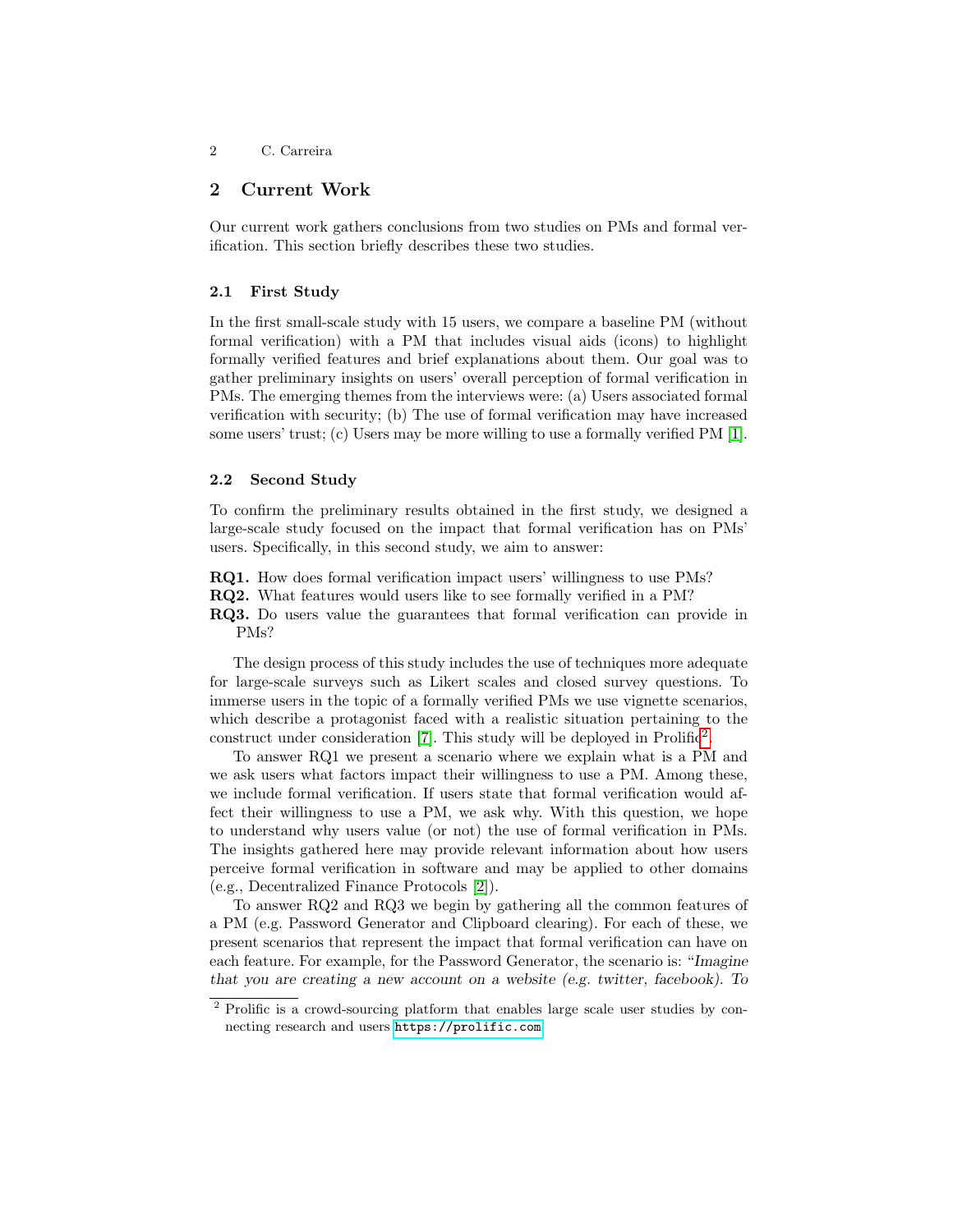## 2 Current Work

Our current work gathers conclusions from two studies on PMs and formal verification. This section briefly describes these two studies.

### 2.1 First Study

In the first small-scale study with 15 users, we compare a baseline PM (without formal verification) with a PM that includes visual aids (icons) to highlight formally verified features and brief explanations about them. Our goal was to gather preliminary insights on users' overall perception of formal verification in PMs. The emerging themes from the interviews were: (a) Users associated formal verification with security; (b) The use of formal verification may have increased some users' trust; (c) Users may be more willing to use a formally verified PM [1].

### 2.2 Second Study

To confirm the preliminary results obtained in the first study, we designed a large-scale study focused on the impact that formal verification has on PMs' users. Specifically, in this second study, we aim to answer:

**RQ1.** How does formal verification impact users' willingness to use PMs?
**RQ2.** What features would users like to see formally verified in a PM?
**RQ3.** Do users value the guarantees that formal verification can provide in PMs?

The design process of this study includes the use of techniques more adequate for large-scale surveys such as Likert scales and closed survey questions. To immerse users in the topic of a formally verified PMs we use vignette scenarios, which describe a protagonist faced with a realistic situation pertaining to the construct under consideration [7]. This study will be deployed in Prolific[2].

To answer RQ1 we present a scenario where we explain what is a PM and we ask users what factors impact their willingness to use a PM. Among these, we include formal verification. If users state that formal verification would affect their willingness to use a PM, we ask why. With this question, we hope to understand why users value (or not) the use of formal verification in PMs. The insights gathered here may provide relevant information about how users perceive formal verification in software and may be applied to other domains (e.g., Decentralized Finance Protocols [2]).

To answer RQ2 and RQ3 we begin by gathering all the common features of a PM (e.g. Password Generator and Clipboard clearing). For each of these, we present scenarios that represent the impact that formal verification can have on each feature. For example, for the Password Generator, the scenario is: "*Imagine that you are creating a new account on a website (e.g. twitter, facebook). To*

[2] Prolific is a crowd-sourcing platform that enables large scale user studies by connecting research and users https://prolific.com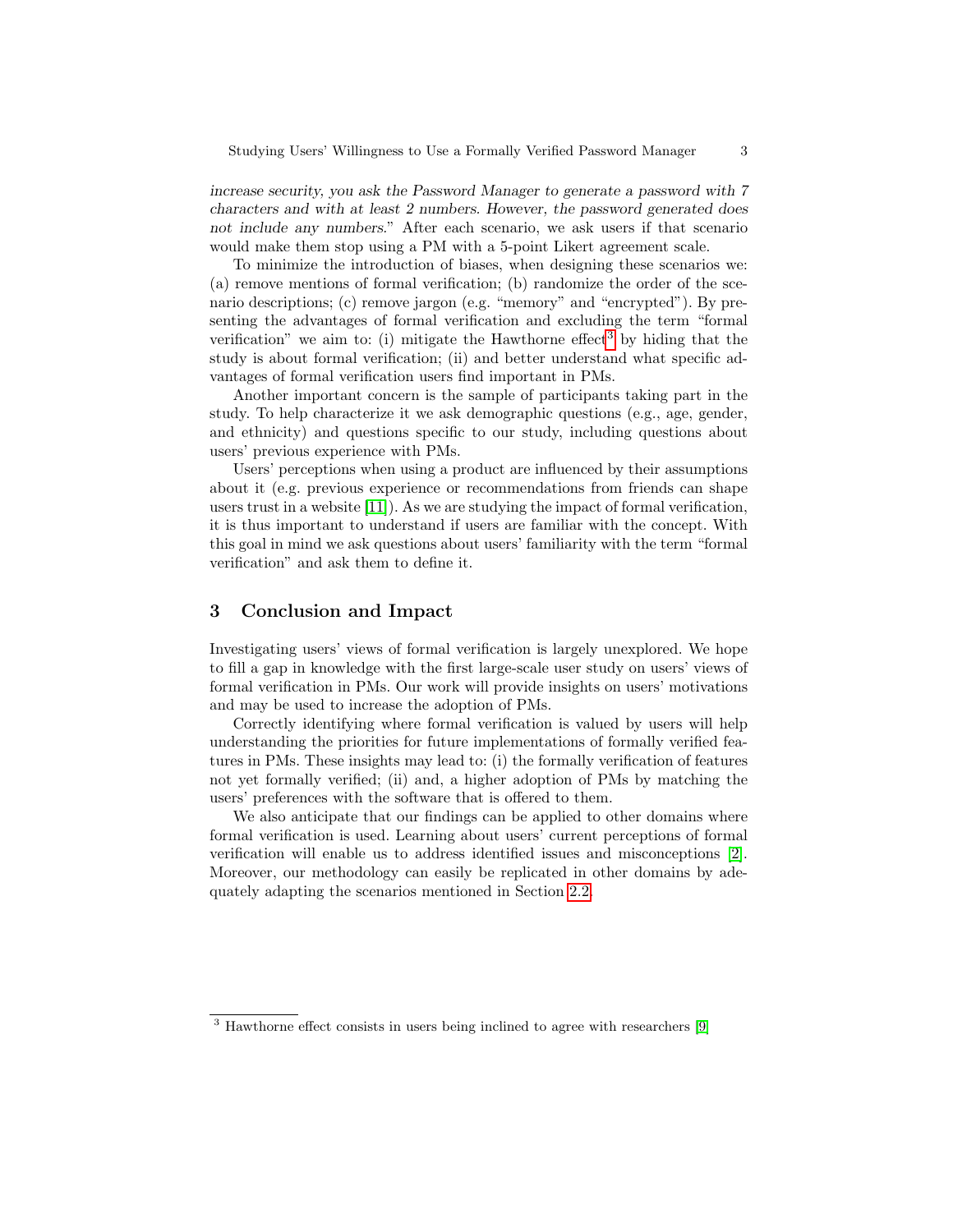*increase security, you ask the Password Manager to generate a password with 7 characters and with at least 2 numbers. However, the password generated does not include any numbers.*" After each scenario, we ask users if that scenario would make them stop using a PM with a 5-point Likert agreement scale.

To minimize the introduction of biases, when designing these scenarios we: (a) remove mentions of formal verification; (b) randomize the order of the scenario descriptions; (c) remove jargon (e.g. "memory" and "encrypted"). By presenting the advantages of formal verification and excluding the term "formal verification" we aim to: (i) mitigate the Hawthorne effect[3] by hiding that the study is about formal verification; (ii) and better understand what specific advantages of formal verification users find important in PMs.

Another important concern is the sample of participants taking part in the study. To help characterize it we ask demographic questions (e.g., age, gender, and ethnicity) and questions specific to our study, including questions about users' previous experience with PMs.

Users' perceptions when using a product are influenced by their assumptions about it (e.g. previous experience or recommendations from friends can shape users trust in a website [11]). As we are studying the impact of formal verification, it is thus important to understand if users are familiar with the concept. With this goal in mind we ask questions about users' familiarity with the term "formal verification" and ask them to define it.

## 3 Conclusion and Impact

Investigating users' views of formal verification is largely unexplored. We hope to fill a gap in knowledge with the first large-scale user study on users' views of formal verification in PMs. Our work will provide insights on users' motivations and may be used to increase the adoption of PMs.

Correctly identifying where formal verification is valued by users will help understanding the priorities for future implementations of formally verified features in PMs. These insights may lead to: (i) the formally verification of features not yet formally verified; (ii) and, a higher adoption of PMs by matching the users' preferences with the software that is offered to them.

We also anticipate that our findings can be applied to other domains where formal verification is used. Learning about users' current perceptions of formal verification will enable us to address identified issues and misconceptions [2]. Moreover, our methodology can easily be replicated in other domains by adequately adapting the scenarios mentioned in Section 2.2.

[3] Hawthorne effect consists in users being inclined to agree with researchers [9]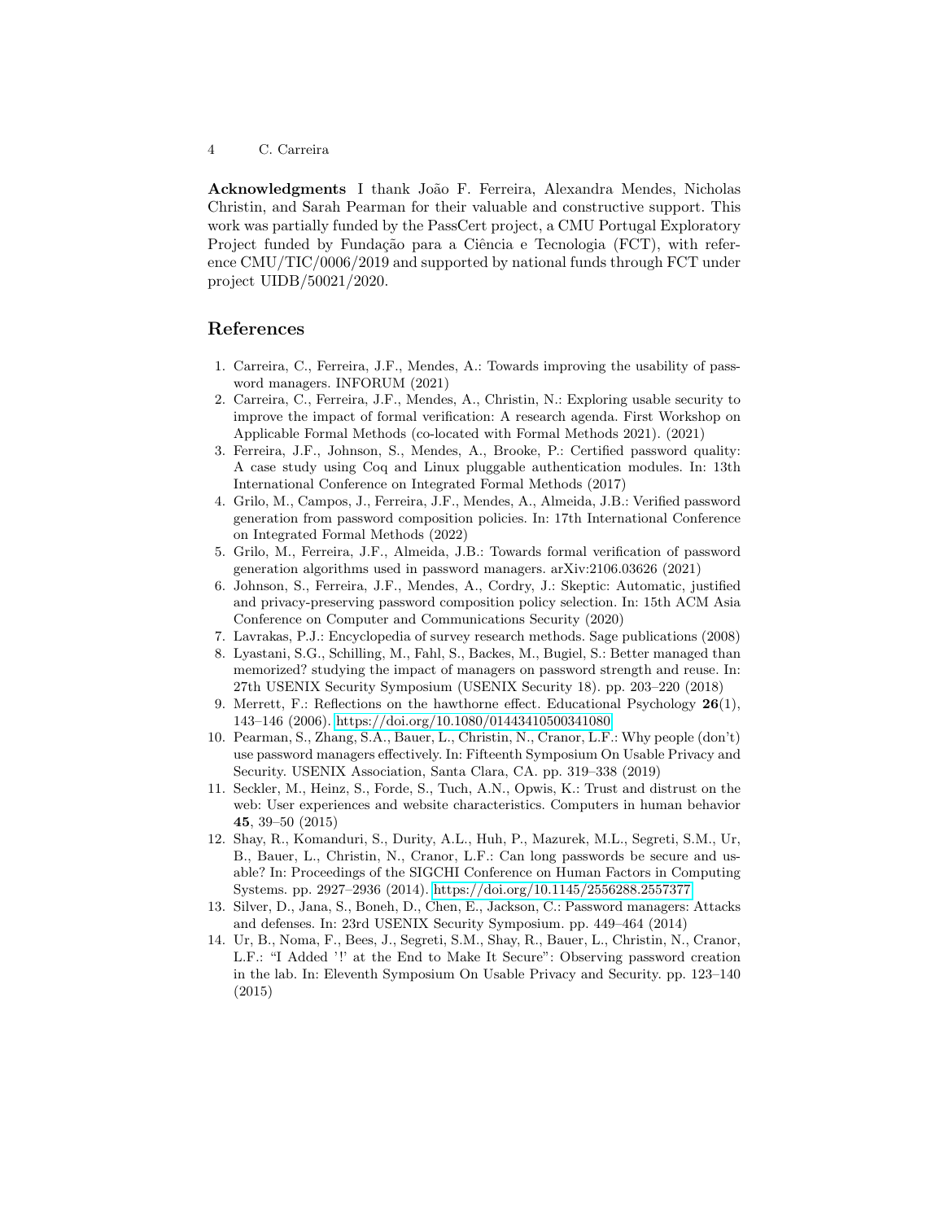**Acknowledgments** I thank João F. Ferreira, Alexandra Mendes, Nicholas Christin, and Sarah Pearman for their valuable and constructive support. This work was partially funded by the PassCert project, a CMU Portugal Exploratory Project funded by Fundação para a Ciência e Tecnologia (FCT), with reference CMU/TIC/0006/2019 and supported by national funds through FCT under project UIDB/50021/2020.

## References

1. Carreira, C., Ferreira, J.F., Mendes, A.: Towards improving the usability of password managers. INFORUM (2021)
2. Carreira, C., Ferreira, J.F., Mendes, A., Christin, N.: Exploring usable security to improve the impact of formal verification: A research agenda. First Workshop on Applicable Formal Methods (co-located with Formal Methods 2021). (2021)
3. Ferreira, J.F., Johnson, S., Mendes, A., Brooke, P.: Certified password quality: A case study using Coq and Linux pluggable authentication modules. In: 13th International Conference on Integrated Formal Methods (2017)
4. Grilo, M., Campos, J., Ferreira, J.F., Mendes, A., Almeida, J.B.: Verified password generation from password composition policies. In: 17th International Conference on Integrated Formal Methods (2022)
5. Grilo, M., Ferreira, J.F., Almeida, J.B.: Towards formal verification of password generation algorithms used in password managers. arXiv:2106.03626 (2021)
6. Johnson, S., Ferreira, J.F., Mendes, A., Cordry, J.: Skeptic: Automatic, justified and privacy-preserving password composition policy selection. In: 15th ACM Asia Conference on Computer and Communications Security (2020)
7. Lavrakas, P.J.: Encyclopedia of survey research methods. Sage publications (2008)
8. Lyastani, S.G., Schilling, M., Fahl, S., Backes, M., Bugiel, S.: Better managed than memorized? studying the impact of managers on password strength and reuse. In: 27th USENIX Security Symposium (USENIX Security 18). pp. 203–220 (2018)
9. Merrett, F.: Reflections on the hawthorne effect. Educational Psychology **26**(1), 143–146 (2006). https://doi.org/10.1080/01443410500341080
10. Pearman, S., Zhang, S.A., Bauer, L., Christin, N., Cranor, L.F.: Why people (don't) use password managers effectively. In: Fifteenth Symposium On Usable Privacy and Security. USENIX Association, Santa Clara, CA. pp. 319–338 (2019)
11. Seckler, M., Heinz, S., Forde, S., Tuch, A.N., Opwis, K.: Trust and distrust on the web: User experiences and website characteristics. Computers in human behavior **45**, 39–50 (2015)
12. Shay, R., Komanduri, S., Durity, A.L., Huh, P., Mazurek, M.L., Segreti, S.M., Ur, B., Bauer, L., Christin, N., Cranor, L.F.: Can long passwords be secure and usable? In: Proceedings of the SIGCHI Conference on Human Factors in Computing Systems. pp. 2927–2936 (2014). https://doi.org/10.1145/2556288.2557377
13. Silver, D., Jana, S., Boneh, D., Chen, E., Jackson, C.: Password managers: Attacks and defenses. In: 23rd USENIX Security Symposium. pp. 449–464 (2014)
14. Ur, B., Noma, F., Bees, J., Segreti, S.M., Shay, R., Bauer, L., Christin, N., Cranor, L.F.: "I Added '!' at the End to Make It Secure": Observing password creation in the lab. In: Eleventh Symposium On Usable Privacy and Security. pp. 123–140 (2015)